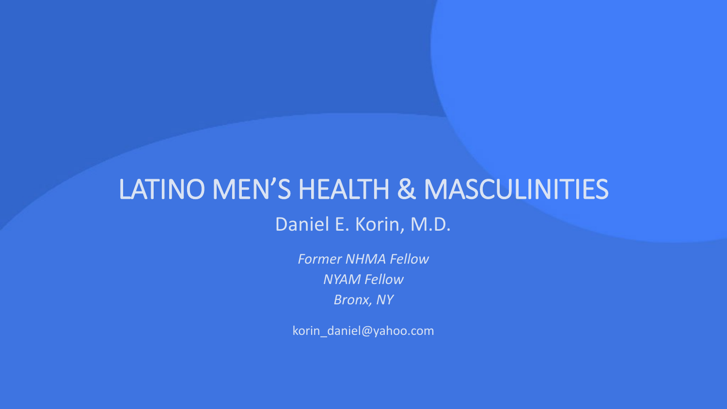# LATINO MEN'S HEALTH & MASCULINITIES

Daniel E. Korin, M.D.

*Former NHMA Fellow*
*NYAM Fellow*
*Bronx, NY*

korin_daniel@yahoo.com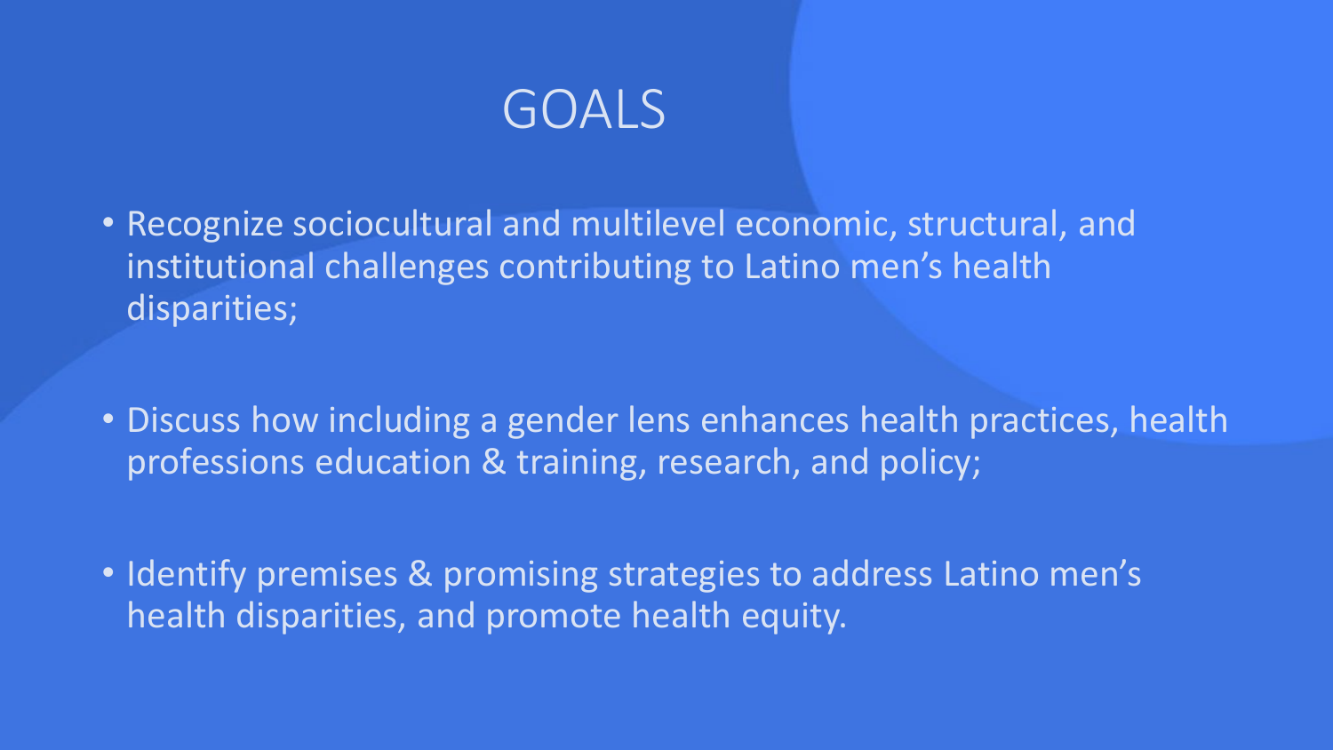# GOALS

- Recognize sociocultural and multilevel economic, structural, and institutional challenges contributing to Latino men's health disparities;
- Discuss how including a gender lens enhances health practices, health professions education & training, research, and policy;
- Identify premises & promising strategies to address Latino men's health disparities, and promote health equity.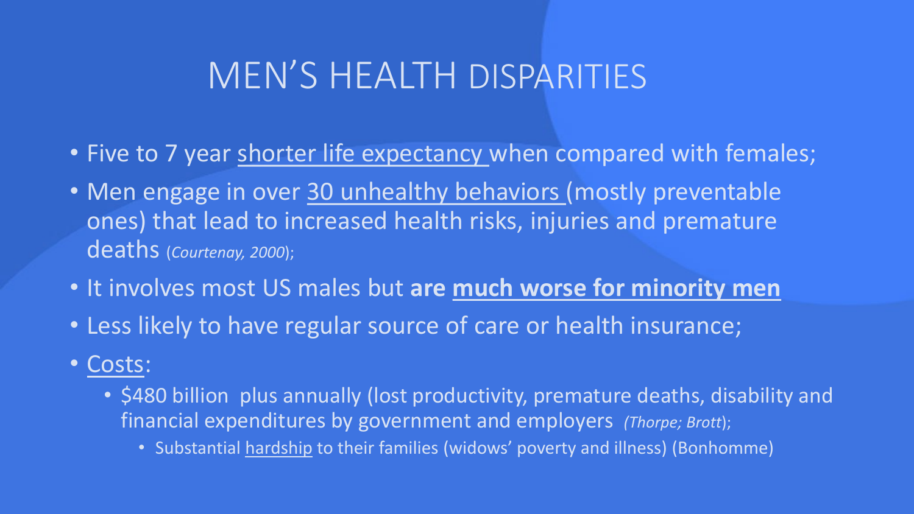# MEN'S HEALTH DISPARITIES

- Five to 7 year shorter life expectancy when compared with females;
- Men engage in over 30 unhealthy behaviors (mostly preventable ones) that lead to increased health risks, injuries and premature deaths (*Courtenay, 2000*);
- It involves most US males but **are much worse for minority men**
- Less likely to have regular source of care or health insurance;
- Costs:
  - $480 billion plus annually (lost productivity, premature deaths, disability and financial expenditures by government and employers (*Thorpe; Brott*);
    - Substantial hardship to their families (widows' poverty and illness) (Bonhomme)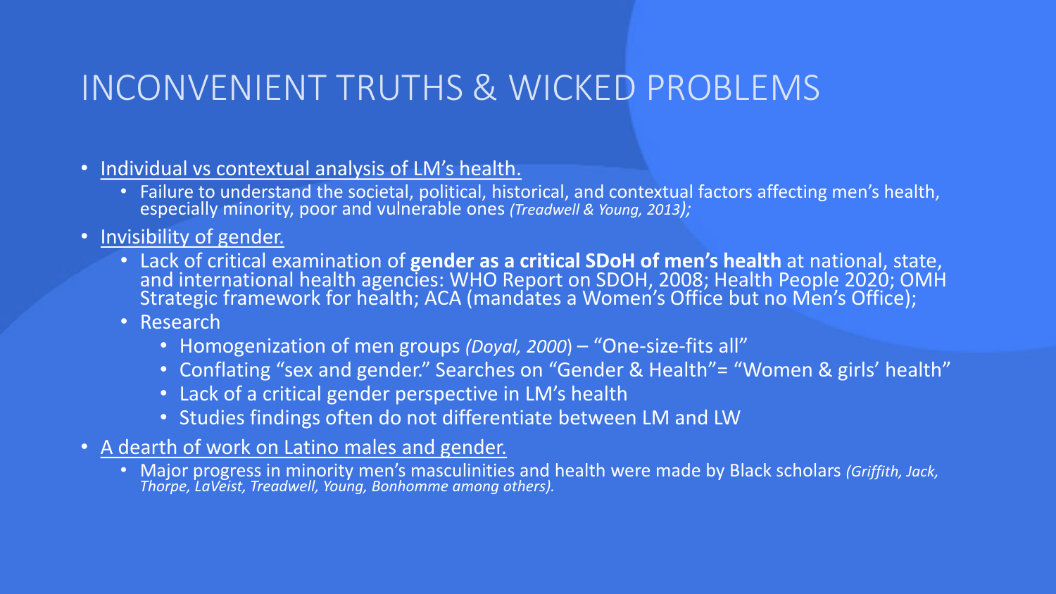# INCONVENIENT TRUTHS & WICKED PROBLEMS

- Individual vs contextual analysis of LM's health.
  - Failure to understand the societal, political, historical, and contextual factors affecting men's health, especially minority, poor and vulnerable ones *(Treadwell & Young, 2013);*
- Invisibility of gender.
  - Lack of critical examination of **gender as a critical SDoH of men's health** at national, state, and international health agencies: WHO Report on SDOH, 2008; Health People 2020; OMH Strategic framework for health; ACA (mandates a Women's Office but no Men's Office);
  - Research
    - Homogenization of men groups *(Doyal, 2000)* – "One-size-fits all"
    - Conflating "sex and gender." Searches on "Gender & Health"= "Women & girls' health"
    - Lack of a critical gender perspective in LM's health
    - Studies findings often do not differentiate between LM and LW
- A dearth of work on Latino males and gender.
  - Major progress in minority men's masculinities and health were made by Black scholars *(Griffith, Jack, Thorpe, LaVeist, Treadwell, Young, Bonhomme among others).*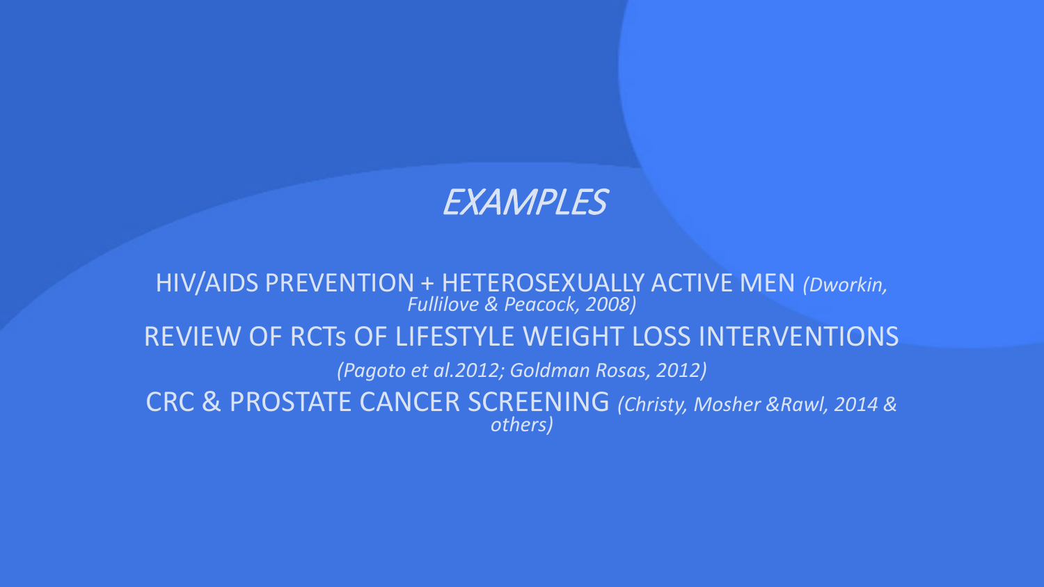# *EXAMPLES*

HIV/AIDS PREVENTION + HETEROSEXUALLY ACTIVE MEN *(Dworkin, Fullilove & Peacock, 2008)*

REVIEW OF RCTs OF LIFESTYLE WEIGHT LOSS INTERVENTIONS

*(Pagoto et al.2012; Goldman Rosas, 2012)*

CRC & PROSTATE CANCER SCREENING *(Christy, Mosher &Rawl, 2014 & others)*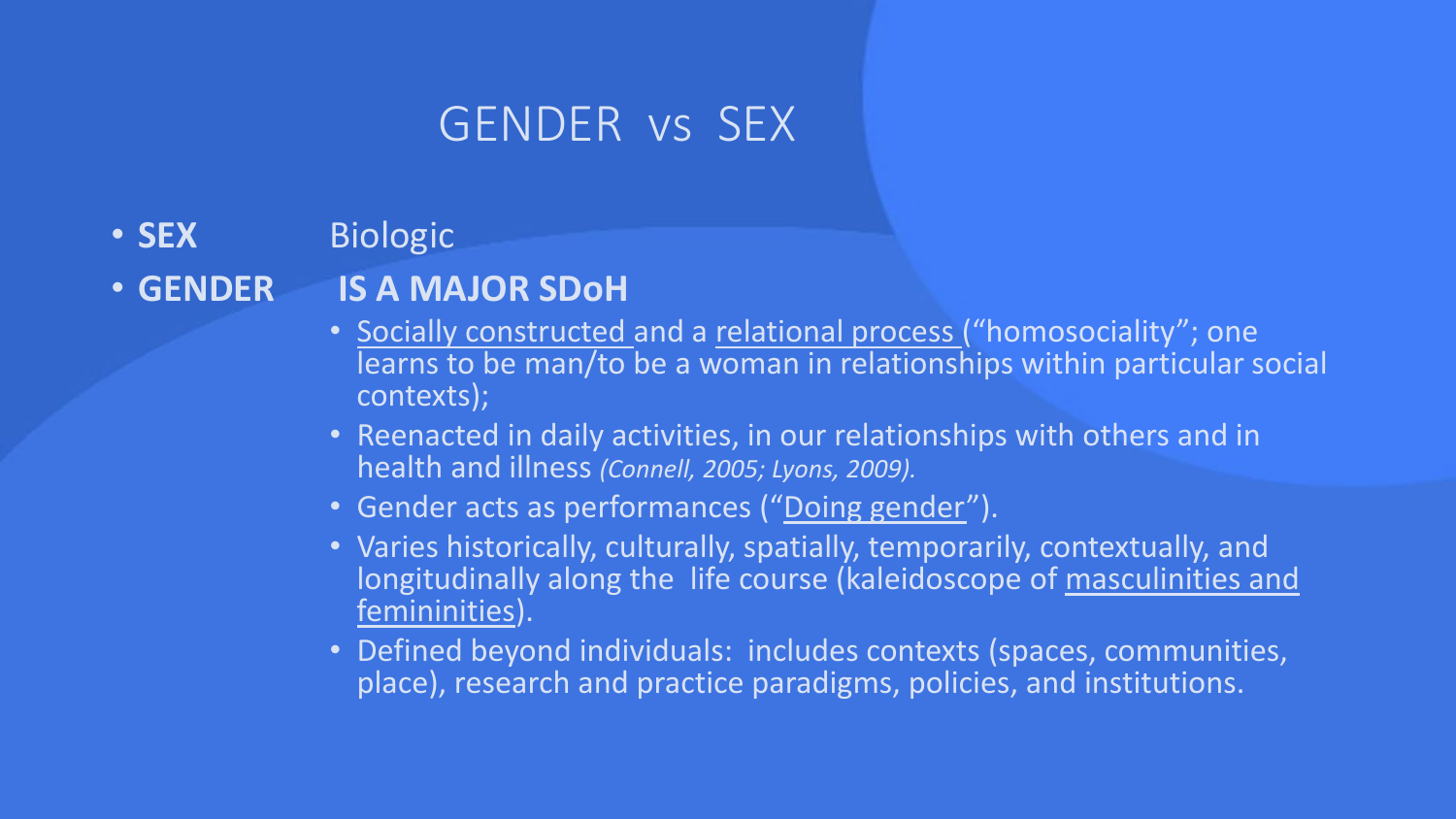# GENDER vs SEX

- **SEX** Biologic
- **GENDER** **IS A MAJOR SDoH**
  - Socially constructed and a relational process ("homosociality"; one learns to be man/to be a woman in relationships within particular social contexts);
  - Reenacted in daily activities, in our relationships with others and in health and illness *(Connell, 2005; Lyons, 2009).*
  - Gender acts as performances ("Doing gender").
  - Varies historically, culturally, spatially, temporarily, contextually, and longitudinally along the life course (kaleidoscope of masculinities and femininities).
  - Defined beyond individuals: includes contexts (spaces, communities, place), research and practice paradigms, policies, and institutions.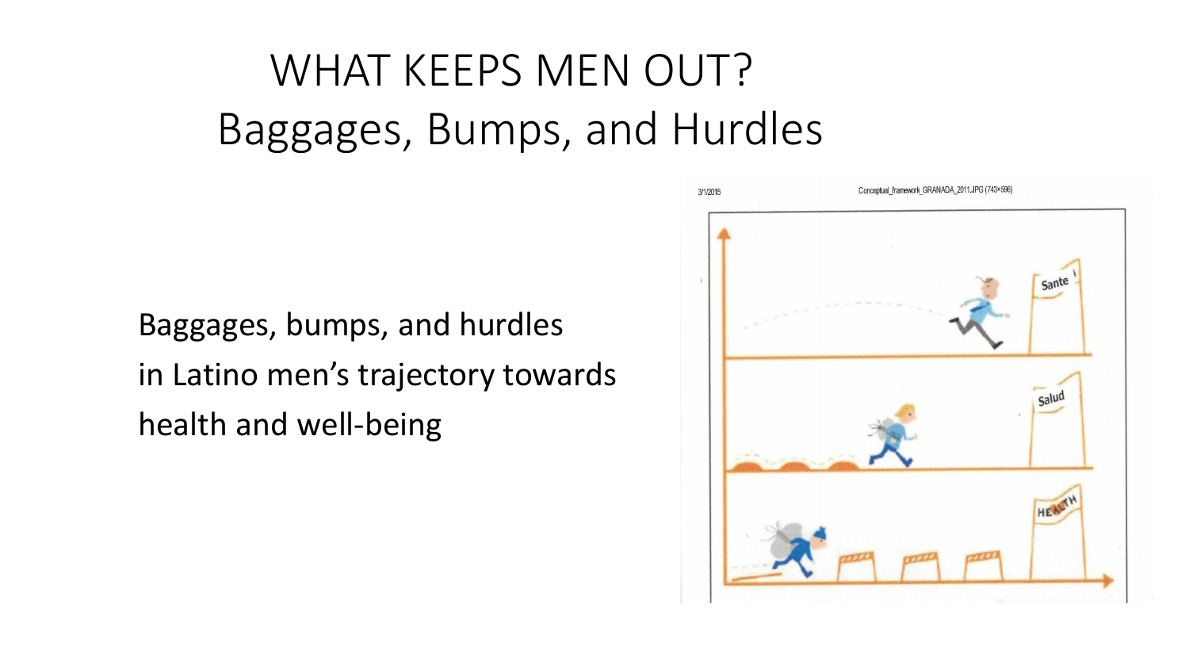# WHAT KEEPS MEN OUT?
## Baggages, Bumps, and Hurdles

Baggages, bumps, and hurdles
in Latino men's trajectory towards
health and well-being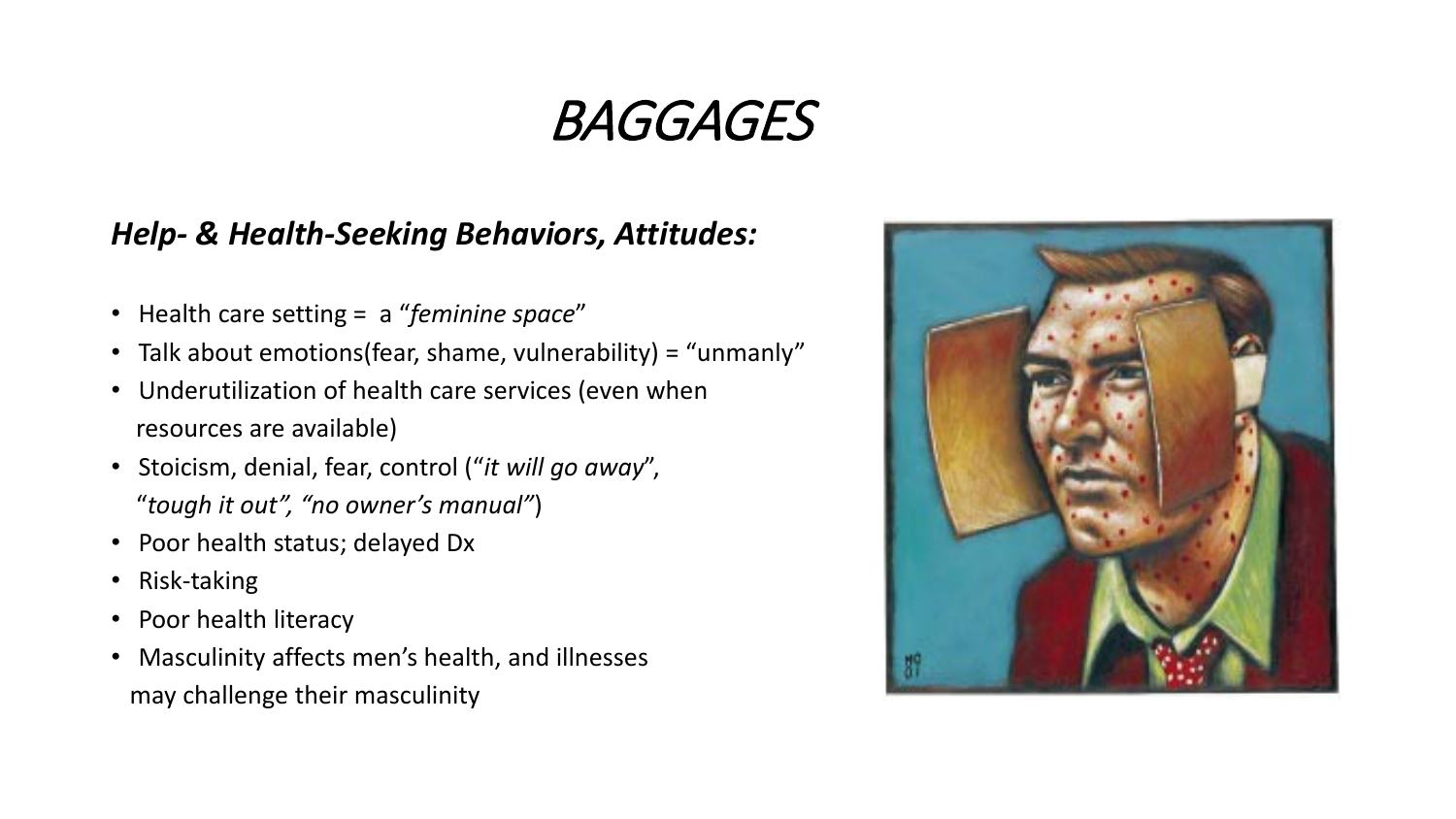# BAGGAGES

### ***Help- & Health-Seeking Behaviors, Attitudes:***

- Health care setting = a "*feminine space*"
- Talk about emotions(fear, shame, vulnerability) = "unmanly"
- Underutilization of health care services (even when resources are available)
- Stoicism, denial, fear, control ("*it will go away*", "*tough it out", "no owner's manual"*)
- Poor health status; delayed Dx
- Risk-taking
- Poor health literacy
- Masculinity affects men's health, and illnesses may challenge their masculinity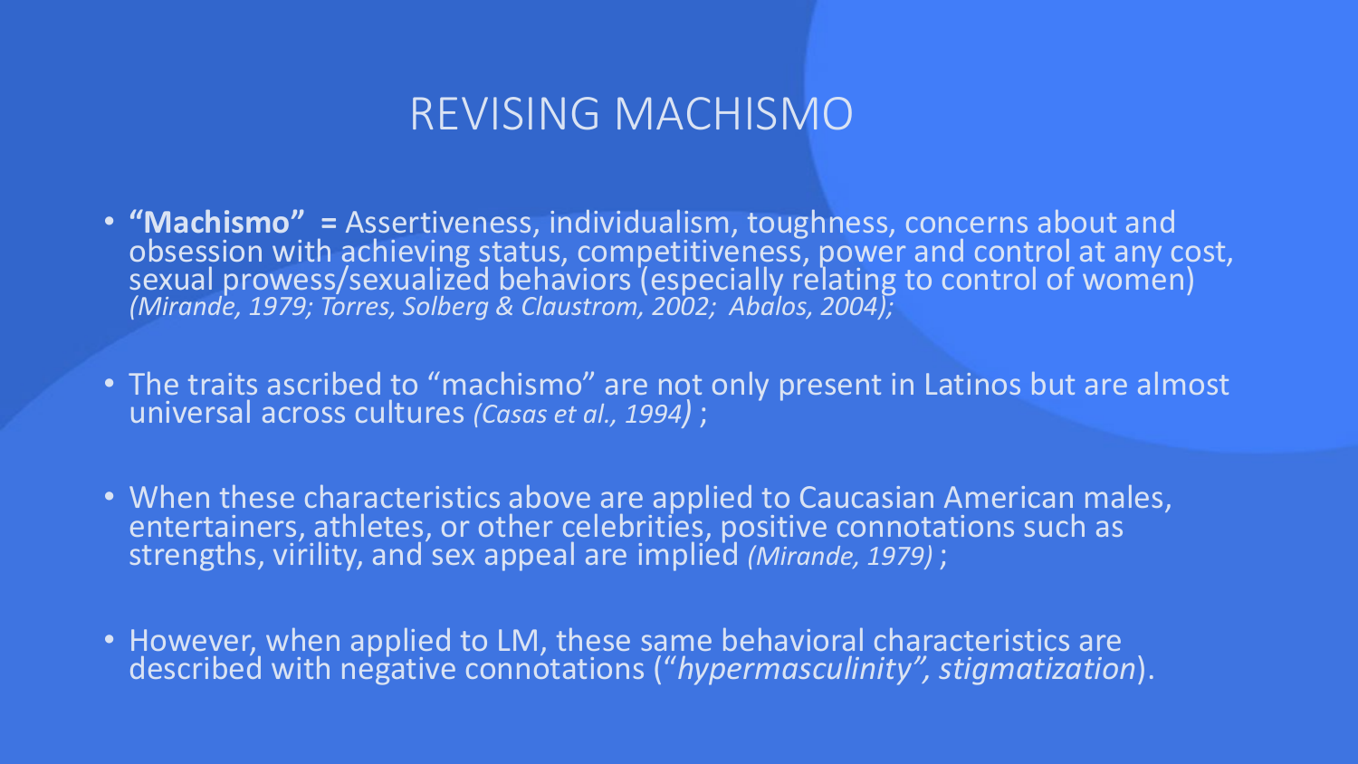# REVISING MACHISMO

- **"Machismo" =** Assertiveness, individualism, toughness, concerns about and obsession with achieving status, competitiveness, power and control at any cost, sexual prowess/sexualized behaviors (especially relating to control of women) *(Mirande, 1979; Torres, Solberg & Claustrom, 2002; Abalos, 2004);*

- The traits ascribed to "machismo" are not only present in Latinos but are almost universal across cultures *(Casas et al., 1994)* ;

- When these characteristics above are applied to Caucasian American males, entertainers, athletes, or other celebrities, positive connotations such as strengths, virility, and sex appeal are implied *(Mirande, 1979)* ;

- However, when applied to LM, these same behavioral characteristics are described with negative connotations ("*hypermasculinity", stigmatization*).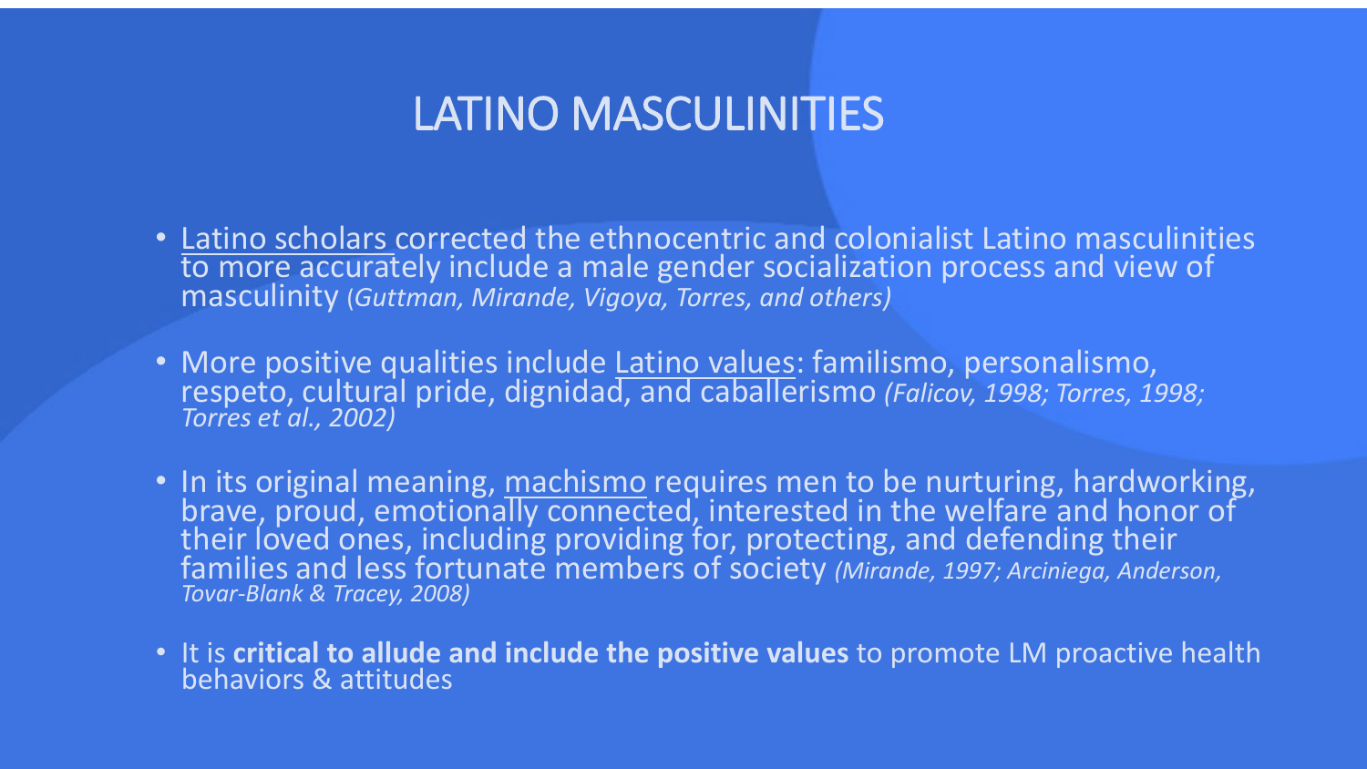# LATINO MASCULINITIES

- Latino scholars corrected the ethnocentric and colonialist Latino masculinities to more accurately include a male gender socialization process and view of masculinity (*Guttman, Mirande, Vigoya, Torres, and others)*
- More positive qualities include Latino values: familismo, personalismo, respeto, cultural pride, dignidad, and caballerismo *(Falicov, 1998; Torres, 1998; Torres et al., 2002)*
- In its original meaning, machismo requires men to be nurturing, hardworking, brave, proud, emotionally connected, interested in the welfare and honor of their loved ones, including providing for, protecting, and defending their families and less fortunate members of society *(Mirande, 1997; Arciniega, Anderson, Tovar-Blank & Tracey, 2008)*
- It is **critical to allude and include the positive values** to promote LM proactive health behaviors & attitudes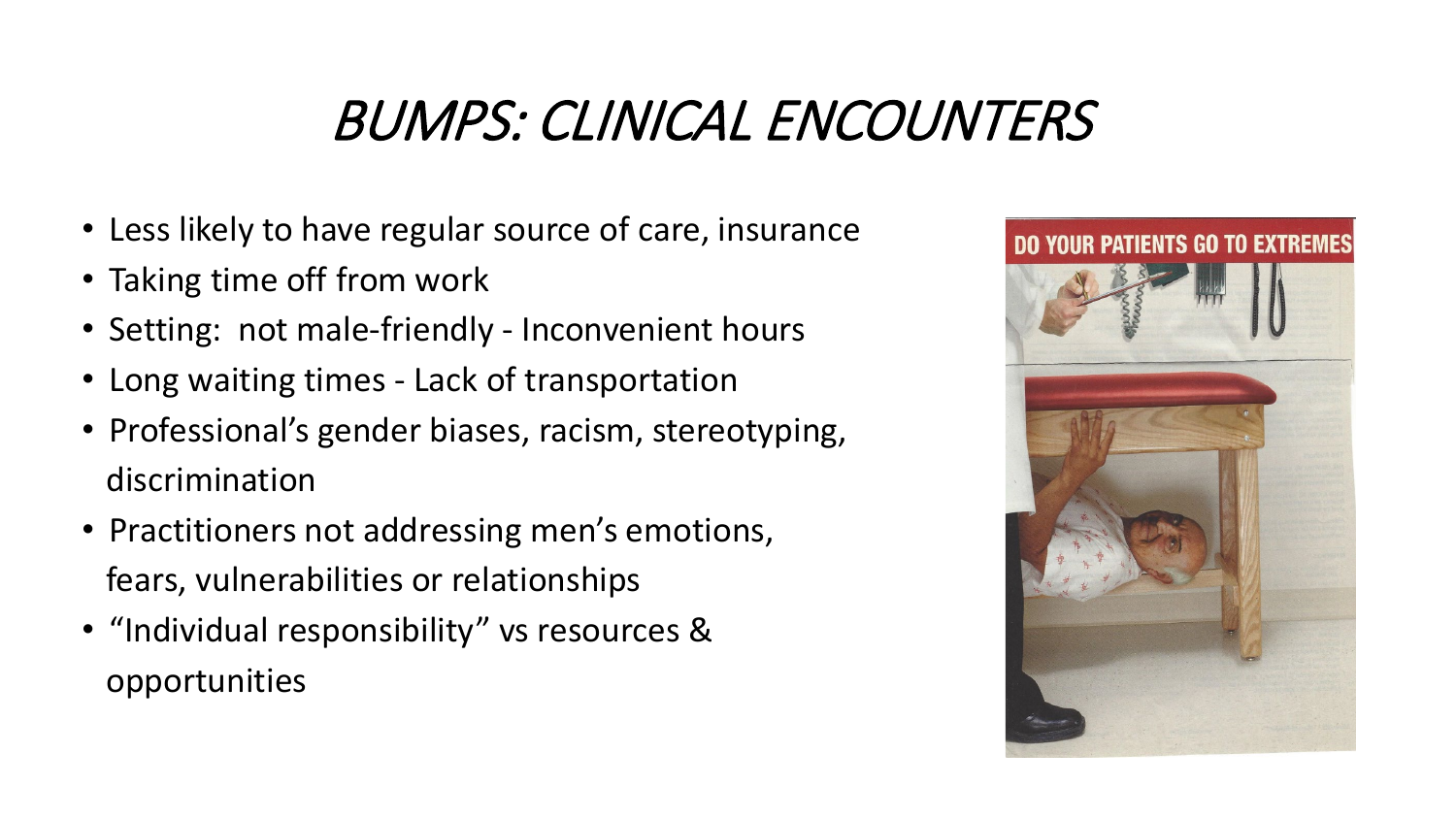# *BUMPS: CLINICAL ENCOUNTERS*

- Less likely to have regular source of care, insurance
- Taking time off from work
- Setting: not male-friendly - Inconvenient hours
- Long waiting times - Lack of transportation
- Professional's gender biases, racism, stereotyping, discrimination
- Practitioners not addressing men's emotions, fears, vulnerabilities or relationships
- "Individual responsibility" vs resources & opportunities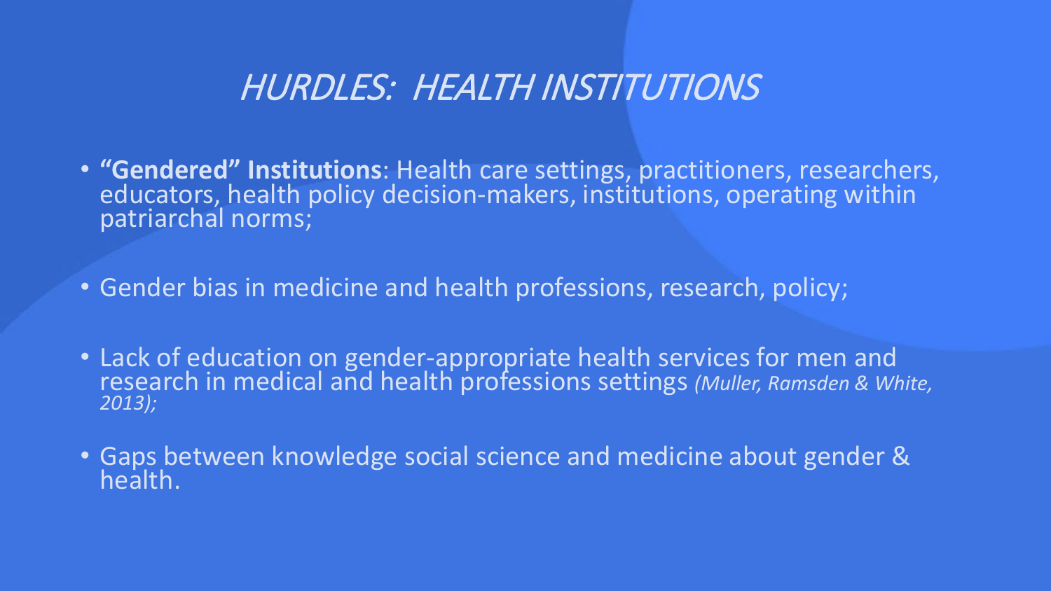# *HURDLES: HEALTH INSTITUTIONS*

- **"Gendered" Institutions**: Health care settings, practitioners, researchers, educators, health policy decision-makers, institutions, operating within patriarchal norms;
- Gender bias in medicine and health professions, research, policy;
- Lack of education on gender-appropriate health services for men and research in medical and health professions settings *(Muller, Ramsden & White, 2013);*
- Gaps between knowledge social science and medicine about gender & health.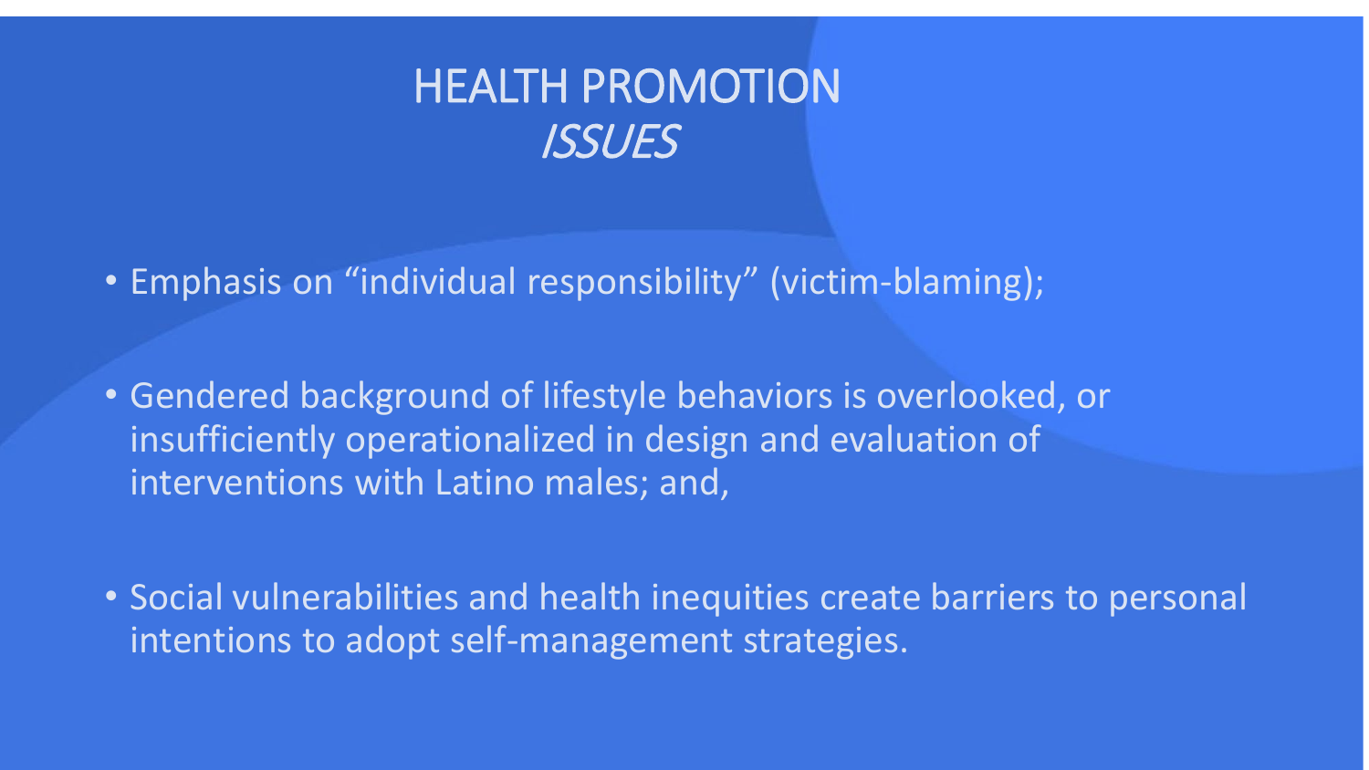# HEALTH PROMOTION *ISSUES*

- Emphasis on “individual responsibility” (victim-blaming);
- Gendered background of lifestyle behaviors is overlooked, or insufficiently operationalized in design and evaluation of interventions with Latino males; and,
- Social vulnerabilities and health inequities create barriers to personal intentions to adopt self-management strategies.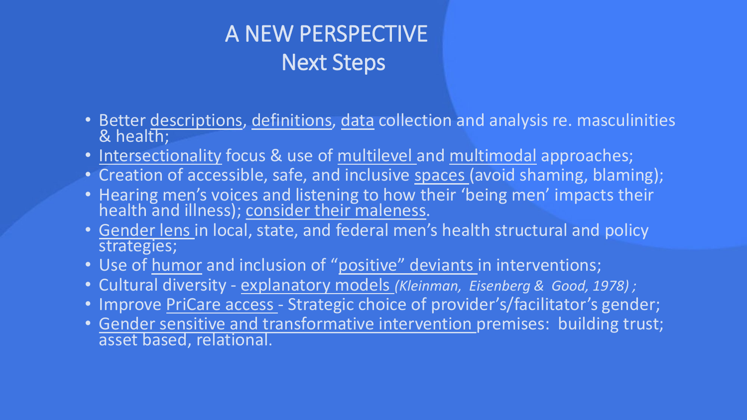# A NEW PERSPECTIVE
## Next Steps

- Better descriptions, definitions, data collection and analysis re. masculinities & health;
- Intersectionality focus & use of multilevel and multimodal approaches;
- Creation of accessible, safe, and inclusive spaces (avoid shaming, blaming);
- Hearing men's voices and listening to how their 'being men' impacts their health and illness); consider their maleness.
- Gender lens in local, state, and federal men's health structural and policy strategies;
- Use of humor and inclusion of "positive" deviants in interventions;
- Cultural diversity - explanatory models *(Kleinman, Eisenberg & Good, 1978) ;*
- Improve PriCare access - Strategic choice of provider's/facilitator's gender;
- Gender sensitive and transformative intervention premises: building trust; asset based, relational.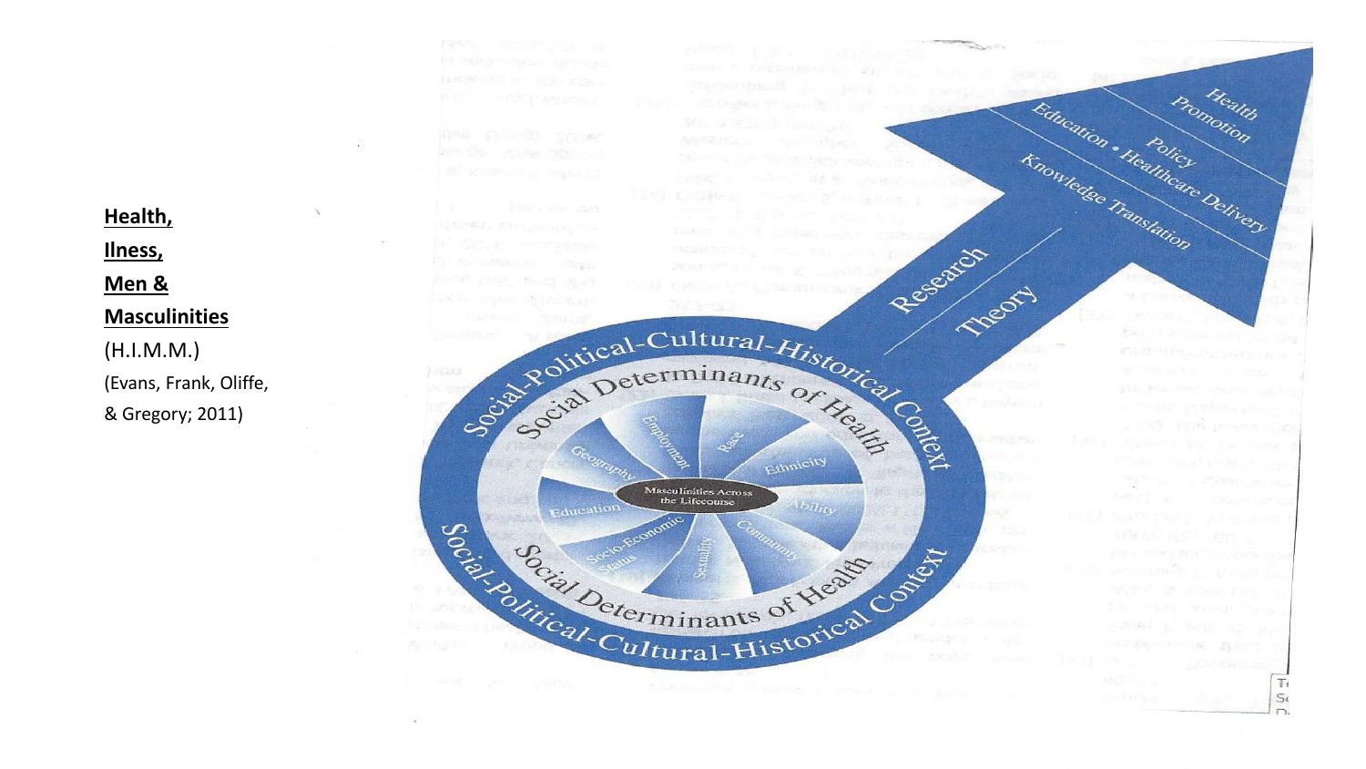**Health,**

**Ilness,**

**Men &**

**Masculinities**

(H.I.M.M.)

(Evans, Frank, Oliffe, & Gregory; 2011)

Social-Political-Cultural-Historical Context

Social Determinants of Health

Employment

Race

Geography

Ethnicity

Masculinities Across the Lifecourse

Education

Ability

Socio-Economic Status

Sexuality

Community

Social Determinants of Health

Social-Political-Cultural-Historical Context

Research

Theory

Knowledge Translation

Education • Healthcare Delivery

Policy

Health Promotion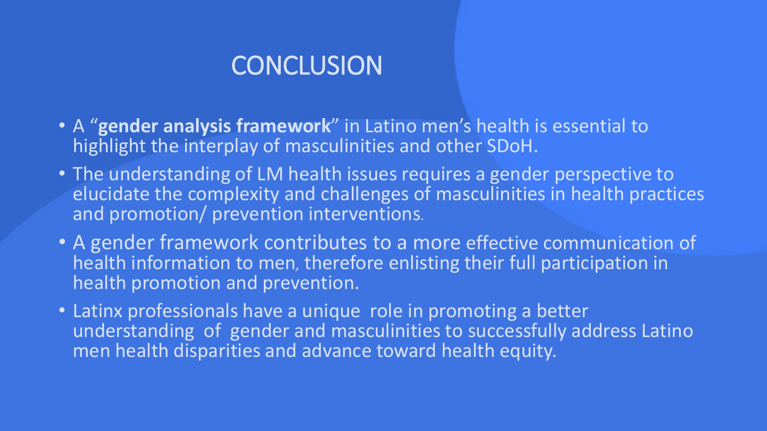# CONCLUSION

- A "**gender analysis framework**" in Latino men's health is essential to highlight the interplay of masculinities and other SDoH.
- The understanding of LM health issues requires a gender perspective to elucidate the complexity and challenges of masculinities in health practices and promotion/ prevention interventions.
- A gender framework contributes to a more effective communication of health information to men, therefore enlisting their full participation in health promotion and prevention.
- Latinx professionals have a unique role in promoting a better understanding of gender and masculinities to successfully address Latino men health disparities and advance toward health equity.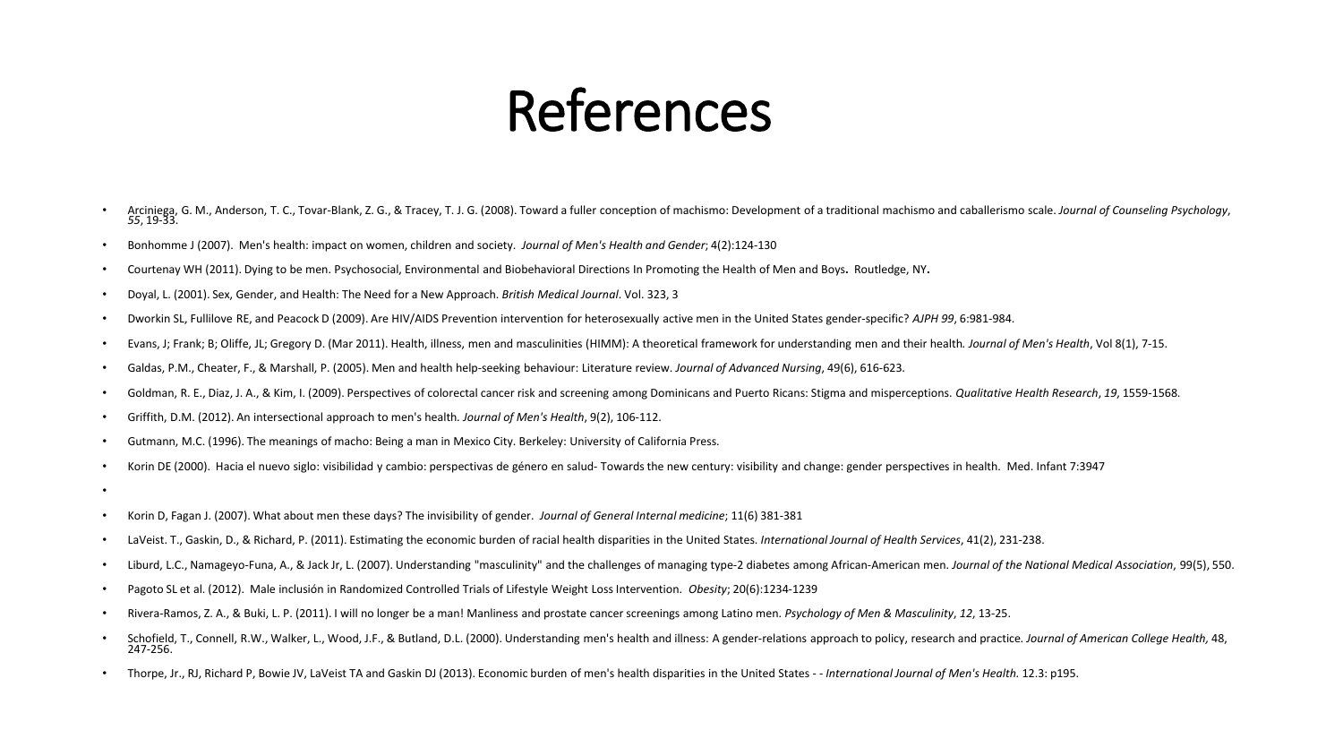# References

- Arciniega, G. M., Anderson, T. C., Tovar-Blank, Z. G., & Tracey, T. J. G. (2008). Toward a fuller conception of machismo: Development of a traditional machismo and caballerismo scale. *Journal of Counseling Psychology*, *55*, 19-33.
- Bonhomme J (2007). Men's health: impact on women, children and society. *Journal of Men's Health and Gender*; 4(2):124-130
- Courtenay WH (2011). Dying to be men. Psychosocial, Environmental and Biobehavioral Directions In Promoting the Health of Men and Boys**.** Routledge, NY**.**
- Doyal, L. (2001). Sex, Gender, and Health: The Need for a New Approach. *British Medical Journal*. Vol. 323, 3
- Dworkin SL, Fullilove RE, and Peacock D (2009). Are HIV/AIDS Prevention intervention for heterosexually active men in the United States gender-specific? *AJPH 99*, 6:981-984.
- Evans, J; Frank; B; Oliffe, JL; Gregory D. (Mar 2011). Health, illness, men and masculinities (HIMM): A theoretical framework for understanding men and their health*. Journal of Men's Health*, Vol 8(1), 7-15.
- Galdas, P.M., Cheater, F., & Marshall, P. (2005). Men and health help-seeking behaviour: Literature review. *Journal of Advanced Nursing*, 49(6), 616-623.
- Goldman, R. E., Diaz, J. A., & Kim, I. (2009). Perspectives of colorectal cancer risk and screening among Dominicans and Puerto Ricans: Stigma and misperceptions. *Qualitative Health Research*, *19*, 1559-1568.
- Griffith, D.M. (2012). An intersectional approach to men's health*. Journal of Men's Health*, 9(2), 106-112.
- Gutmann, M.C. (1996). The meanings of macho: Being a man in Mexico City. Berkeley: University of California Press.
- Korin DE (2000). Hacia el nuevo siglo: visibilidad y cambio: perspectivas de género en salud- Towards the new century: visibility and change: gender perspectives in health. Med. Infant 7:3947
- 
- Korin D, Fagan J. (2007). What about men these days? The invisibility of gender. *Journal of General Internal medicine*; 11(6) 381-381
- LaVeist. T., Gaskin, D., & Richard, P. (2011). Estimating the economic burden of racial health disparities in the United States*. International Journal of Health Services*, 41(2), 231-238.
- Liburd, L.C., Namageyo-Funa, A., & Jack Jr, L. (2007). Understanding "masculinity" and the challenges of managing type-2 diabetes among African-American men. *Journal of the National Medical Association*, 99(5), 550.
- Pagoto SL et al. (2012). Male inclusión in Randomized Controlled Trials of Lifestyle Weight Loss Intervention. *Obesity*; 20(6):1234-1239
- Rivera-Ramos, Z. A., & Buki, L. P. (2011). I will no longer be a man! Manliness and prostate cancer screenings among Latino men. *Psychology of Men & Masculinity*, *12*, 13-25.
- Schofield, T., Connell, R.W., Walker, L., Wood, J.F., & Butland, D.L. (2000). Understanding men's health and illness: A gender-relations approach to policy, research and practice*. Journal of American College Health,* 48, 247-256.
- Thorpe, Jr., RJ, Richard P, Bowie JV, LaVeist TA and Gaskin DJ (2013). Economic burden of men's health disparities in the United States - - *International Journal of Men's Health.* 12.3: p195.